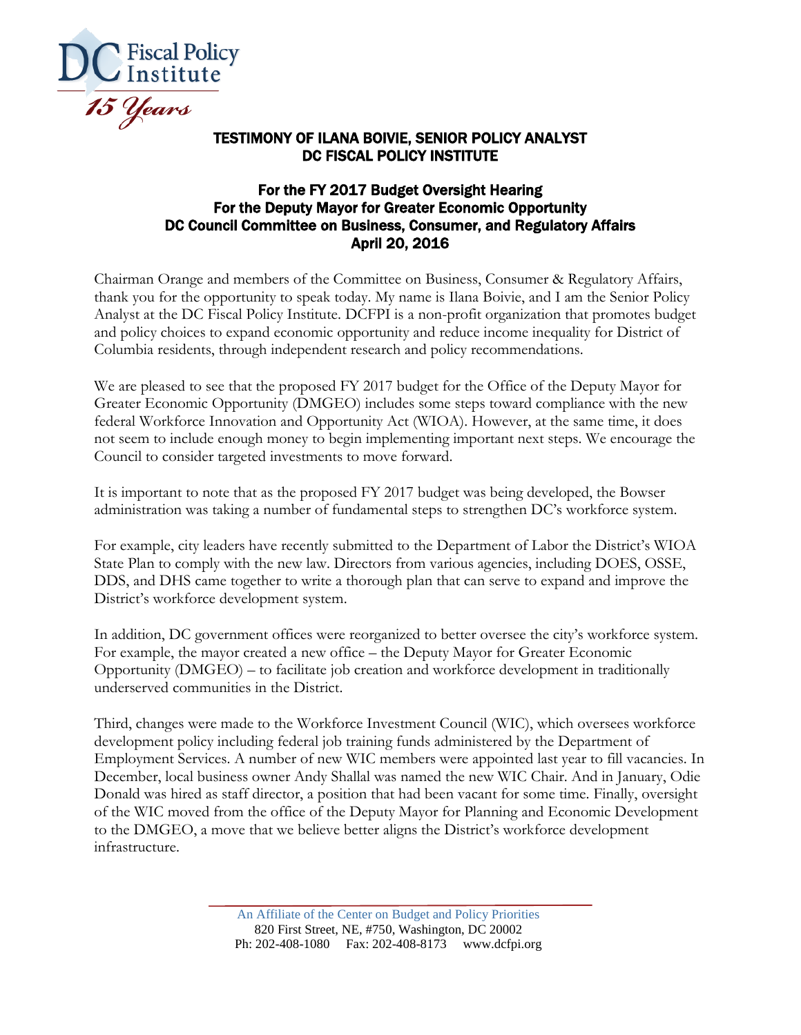DC Fiscal Policy Institute

15 Years

# TESTIMONY OF ILANA BOIVIE, SENIOR POLICY ANALYST DC FISCAL POLICY INSTITUTE

## For the FY 2017 Budget Oversight Hearing For the Deputy Mayor for Greater Economic Opportunity DC Council Committee on Business, Consumer, and Regulatory Affairs April 20, 2016

Chairman Orange and members of the Committee on Business, Consumer & Regulatory Affairs, thank you for the opportunity to speak today. My name is Ilana Boivie, and I am the Senior Policy Analyst at the DC Fiscal Policy Institute. DCFPI is a non-profit organization that promotes budget and policy choices to expand economic opportunity and reduce income inequality for District of Columbia residents, through independent research and policy recommendations.

We are pleased to see that the proposed FY 2017 budget for the Office of the Deputy Mayor for Greater Economic Opportunity (DMGEO) includes some steps toward compliance with the new federal Workforce Innovation and Opportunity Act (WIOA). However, at the same time, it does not seem to include enough money to begin implementing important next steps. We encourage the Council to consider targeted investments to move forward.

It is important to note that as the proposed FY 2017 budget was being developed, the Bowser administration was taking a number of fundamental steps to strengthen DC's workforce system.

For example, city leaders have recently submitted to the Department of Labor the District's WIOA State Plan to comply with the new law. Directors from various agencies, including DOES, OSSE, DDS, and DHS came together to write a thorough plan that can serve to expand and improve the District's workforce development system.

In addition, DC government offices were reorganized to better oversee the city's workforce system. For example, the mayor created a new office – the Deputy Mayor for Greater Economic Opportunity (DMGEO) – to facilitate job creation and workforce development in traditionally underserved communities in the District.

Third, changes were made to the Workforce Investment Council (WIC), which oversees workforce development policy including federal job training funds administered by the Department of Employment Services. A number of new WIC members were appointed last year to fill vacancies. In December, local business owner Andy Shallal was named the new WIC Chair. And in January, Odie Donald was hired as staff director, a position that had been vacant for some time. Finally, oversight of the WIC moved from the office of the Deputy Mayor for Planning and Economic Development to the DMGEO, a move that we believe better aligns the District's workforce development infrastructure.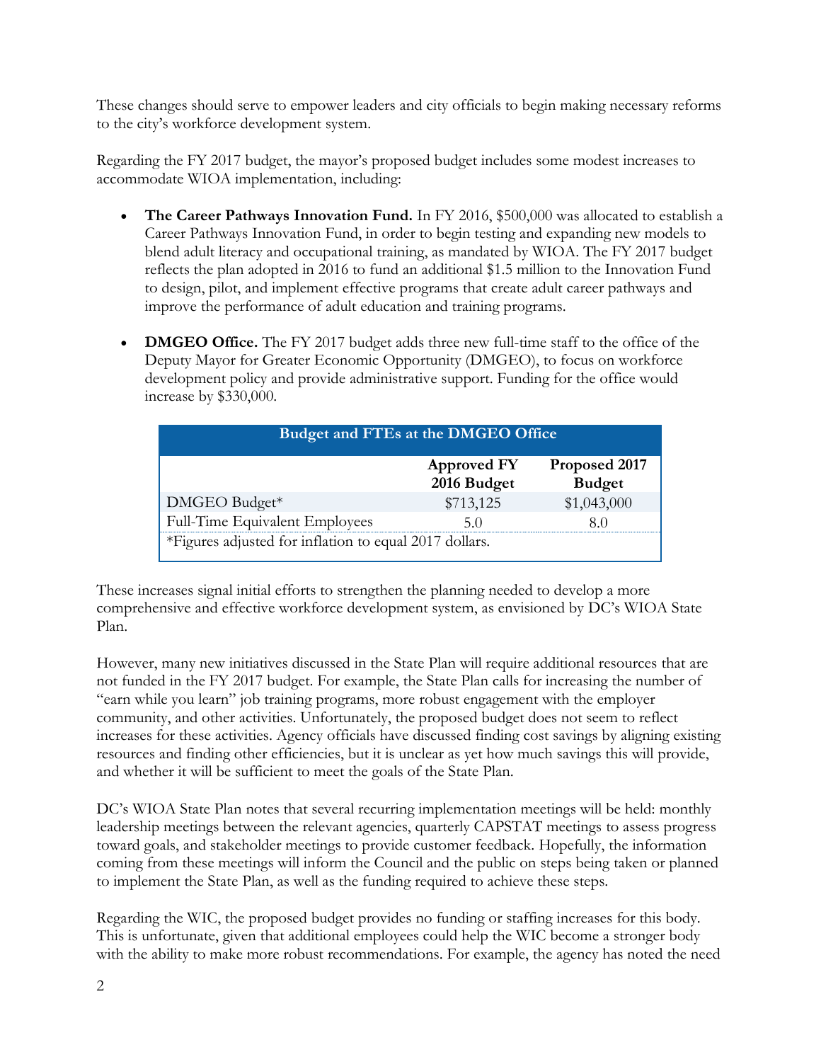These changes should serve to empower leaders and city officials to begin making necessary reforms to the city's workforce development system.

Regarding the FY 2017 budget, the mayor's proposed budget includes some modest increases to accommodate WIOA implementation, including:

- **The Career Pathways Innovation Fund.** In FY 2016, $500,000 was allocated to establish a Career Pathways Innovation Fund, in order to begin testing and expanding new models to blend adult literacy and occupational training, as mandated by WIOA. The FY 2017 budget reflects the plan adopted in 2016 to fund an additional $1.5 million to the Innovation Fund to design, pilot, and implement effective programs that create adult career pathways and improve the performance of adult education and training programs.

- **DMGEO Office.** The FY 2017 budget adds three new full-time staff to the office of the Deputy Mayor for Greater Economic Opportunity (DMGEO), to focus on workforce development policy and provide administrative support. Funding for the office would increase by $330,000.

| Budget and FTEs at the DMGEO Office | | |
|---|---|---|
| | Approved FY 2016 Budget | Proposed 2017 Budget |
| DMGEO Budget* | $713,125 | $1,043,000 |
| Full-Time Equivalent Employees | 5.0 | 8.0 |
| *Figures adjusted for inflation to equal 2017 dollars. | | |

These increases signal initial efforts to strengthen the planning needed to develop a more comprehensive and effective workforce development system, as envisioned by DC's WIOA State Plan.

However, many new initiatives discussed in the State Plan will require additional resources that are not funded in the FY 2017 budget. For example, the State Plan calls for increasing the number of "earn while you learn" job training programs, more robust engagement with the employer community, and other activities. Unfortunately, the proposed budget does not seem to reflect increases for these activities. Agency officials have discussed finding cost savings by aligning existing resources and finding other efficiencies, but it is unclear as yet how much savings this will provide, and whether it will be sufficient to meet the goals of the State Plan.

DC's WIOA State Plan notes that several recurring implementation meetings will be held: monthly leadership meetings between the relevant agencies, quarterly CAPSTAT meetings to assess progress toward goals, and stakeholder meetings to provide customer feedback. Hopefully, the information coming from these meetings will inform the Council and the public on steps being taken or planned to implement the State Plan, as well as the funding required to achieve these steps.

Regarding the WIC, the proposed budget provides no funding or staffing increases for this body. This is unfortunate, given that additional employees could help the WIC become a stronger body with the ability to make more robust recommendations. For example, the agency has noted the need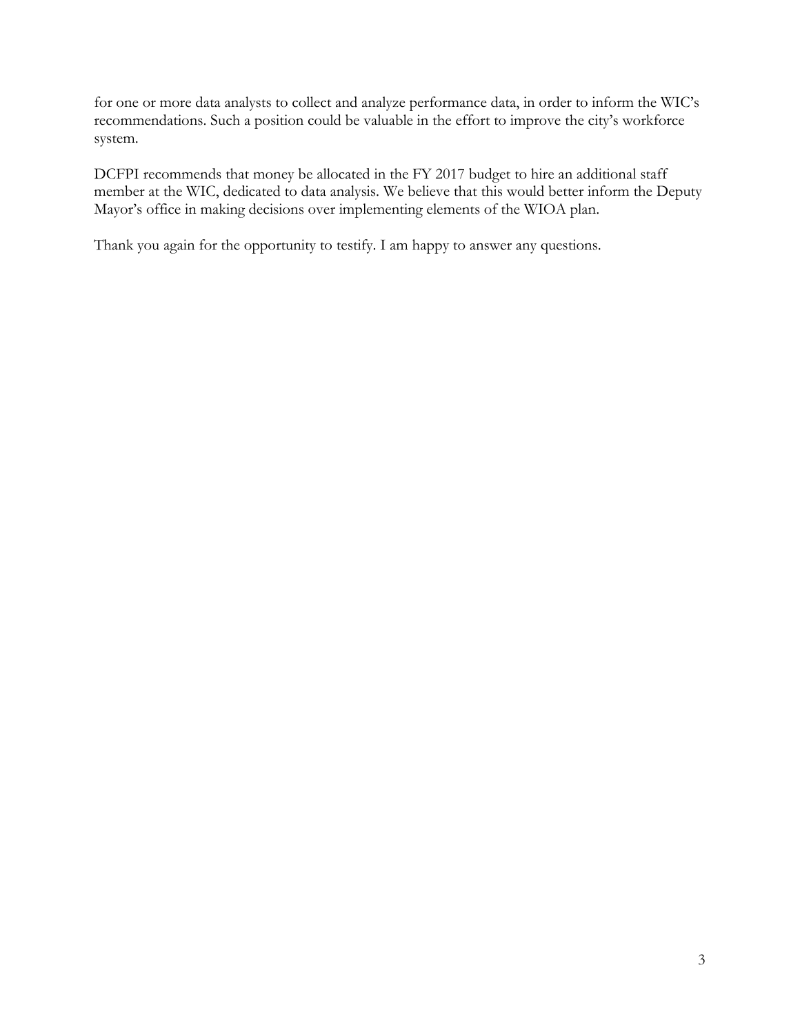for one or more data analysts to collect and analyze performance data, in order to inform the WIC's recommendations. Such a position could be valuable in the effort to improve the city's workforce system.

DCFPI recommends that money be allocated in the FY 2017 budget to hire an additional staff member at the WIC, dedicated to data analysis. We believe that this would better inform the Deputy Mayor's office in making decisions over implementing elements of the WIOA plan.

Thank you again for the opportunity to testify. I am happy to answer any questions.